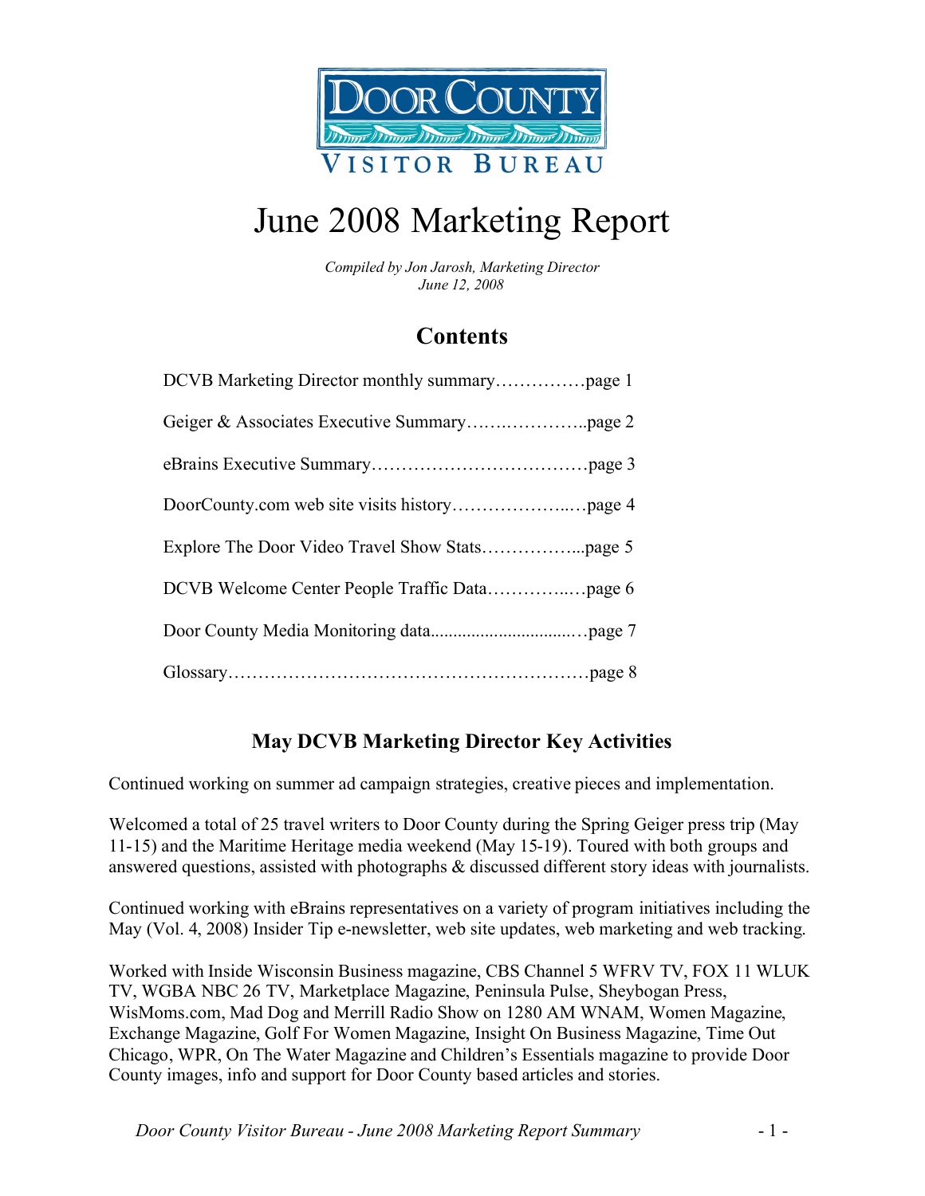Door County Visitor Bureau

# June 2008 Marketing Report

*Compiled by Jon Jarosh, Marketing Director*
*June 12, 2008*

## Contents

DCVB Marketing Director monthly summary……………page 1

Geiger & Associates Executive Summary…….…………..page 2

eBrains Executive Summary………………………………page 3

DoorCounty.com web site visits history………………..…page 4

Explore The Door Video Travel Show Stats……………...page 5

DCVB Welcome Center People Traffic Data…………..…page 6

Door County Media Monitoring data...............................…page 7

Glossary……………………………………….……………page 8

## May DCVB Marketing Director Key Activities

Continued working on summer ad campaign strategies, creative pieces and implementation.

Welcomed a total of 25 travel writers to Door County during the Spring Geiger press trip (May 11-15) and the Maritime Heritage media weekend (May 15-19). Toured with both groups and answered questions, assisted with photographs & discussed different story ideas with journalists.

Continued working with eBrains representatives on a variety of program initiatives including the May (Vol. 4, 2008) Insider Tip e-newsletter, web site updates, web marketing and web tracking.

Worked with Inside Wisconsin Business magazine, CBS Channel 5 WFRV TV, FOX 11 WLUK TV, WGBA NBC 26 TV, Marketplace Magazine, Peninsula Pulse, Sheybogan Press, WisMoms.com, Mad Dog and Merrill Radio Show on 1280 AM WNAM, Women Magazine, Exchange Magazine, Golf For Women Magazine, Insight On Business Magazine, Time Out Chicago, WPR, On The Water Magazine and Children's Essentials magazine to provide Door County images, info and support for Door County based articles and stories.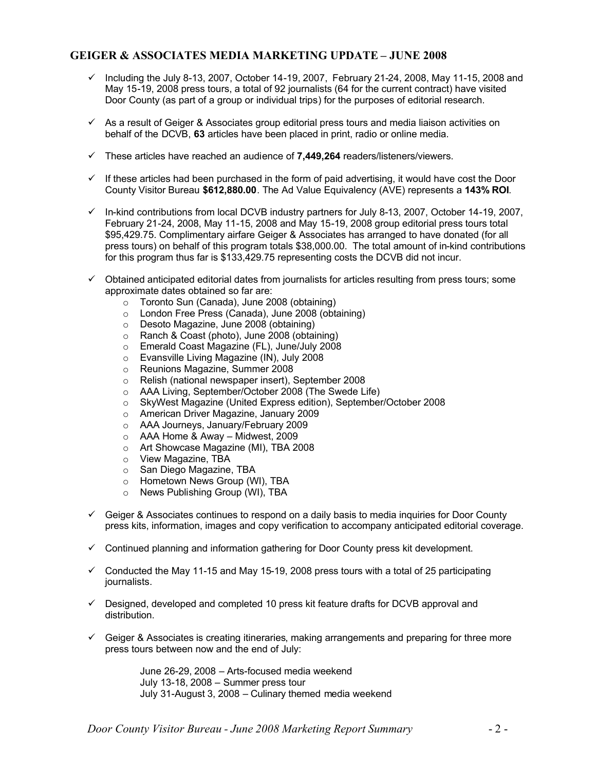## GEIGER & ASSOCIATES MEDIA MARKETING UPDATE – JUNE 2008

- ✓ Including the July 8-13, 2007, October 14-19, 2007, February 21-24, 2008, May 11-15, 2008 and May 15-19, 2008 press tours, a total of 92 journalists (64 for the current contract) have visited Door County (as part of a group or individual trips) for the purposes of editorial research.

- ✓ As a result of Geiger & Associates group editorial press tours and media liaison activities on behalf of the DCVB, **63** articles have been placed in print, radio or online media.

- ✓ These articles have reached an audience of **7,449,264** readers/listeners/viewers.

- ✓ If these articles had been purchased in the form of paid advertising, it would have cost the Door County Visitor Bureau **$612,880.00**. The Ad Value Equivalency (AVE) represents a **143% ROI**.

- ✓ In-kind contributions from local DCVB industry partners for July 8-13, 2007, October 14-19, 2007, February 21-24, 2008, May 11-15, 2008 and May 15-19, 2008 group editorial press tours total $95,429.75. Complimentary airfare Geiger & Associates has arranged to have donated (for all press tours) on behalf of this program totals $38,000.00. The total amount of in-kind contributions for this program thus far is $133,429.75 representing costs the DCVB did not incur.

- ✓ Obtained anticipated editorial dates from journalists for articles resulting from press tours; some approximate dates obtained so far are:
  - Toronto Sun (Canada), June 2008 (obtaining)
  - London Free Press (Canada), June 2008 (obtaining)
  - Desoto Magazine, June 2008 (obtaining)
  - Ranch & Coast (photo), June 2008 (obtaining)
  - Emerald Coast Magazine (FL), June/July 2008
  - Evansville Living Magazine (IN), July 2008
  - Reunions Magazine, Summer 2008
  - Relish (national newspaper insert), September 2008
  - AAA Living, September/October 2008 (The Swede Life)
  - SkyWest Magazine (United Express edition), September/October 2008
  - American Driver Magazine, January 2009
  - AAA Journeys, January/February 2009
  - AAA Home & Away – Midwest, 2009
  - Art Showcase Magazine (MI), TBA 2008
  - View Magazine, TBA
  - San Diego Magazine, TBA
  - Hometown News Group (WI), TBA
  - News Publishing Group (WI), TBA

- ✓ Geiger & Associates continues to respond on a daily basis to media inquiries for Door County press kits, information, images and copy verification to accompany anticipated editorial coverage.

- ✓ Continued planning and information gathering for Door County press kit development.

- ✓ Conducted the May 11-15 and May 15-19, 2008 press tours with a total of 25 participating journalists.

- ✓ Designed, developed and completed 10 press kit feature drafts for DCVB approval and distribution.

- ✓ Geiger & Associates is creating itineraries, making arrangements and preparing for three more press tours between now and the end of July:

  June 26-29, 2008 – Arts-focused media weekend
  July 13-18, 2008 – Summer press tour
  July 31-August 3, 2008 – Culinary themed media weekend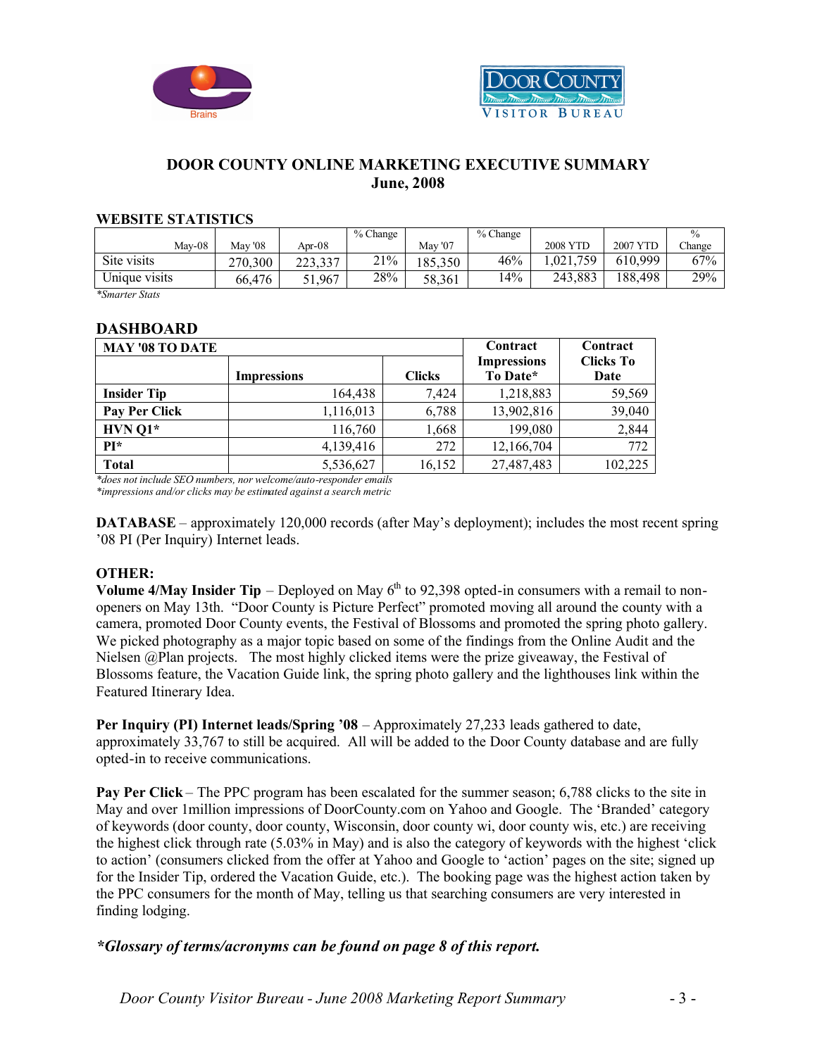# DOOR COUNTY ONLINE MARKETING EXECUTIVE SUMMARY
## June, 2008

### WEBSITE STATISTICS

| May-08 | May '08 | Apr-08 | % Change | May '07 | % Change | 2008 YTD | 2007 YTD | % Change |
|---|---|---|---|---|---|---|---|---|
| Site visits | 270,300 | 223,337 | 21% | 185,350 | 46% | 1,021,759 | 610,999 | 67% |
| Unique visits | 66,476 | 51,967 | 28% | 58,361 | 14% | 243,883 | 188,498 | 29% |

*Smarter Stats*

### DASHBOARD

| MAY '08 TO DATE | Impressions | Clicks | Contract Impressions To Date* | Contract Clicks To Date |
|---|---|---|---|---|
| **Insider Tip** | 164,438 | 7,424 | 1,218,883 | 59,569 |
| **Pay Per Click** | 1,116,013 | 6,788 | 13,902,816 | 39,040 |
| **HVN Q1*** | 116,760 | 1,668 | 199,080 | 2,844 |
| **PI*** | 4,139,416 | 272 | 12,166,704 | 772 |
| **Total** | 5,536,627 | 16,152 | 27,487,483 | 102,225 |

*\*does not include SEO numbers, nor welcome/auto-responder emails*
*\*impressions and/or clicks may be estimated against a search metric*

**DATABASE** – approximately 120,000 records (after May's deployment); includes the most recent spring '08 PI (Per Inquiry) Internet leads.

**OTHER:**

**Volume 4/May Insider Tip** – Deployed on May 6th to 92,398 opted-in consumers with a remail to non-openers on May 13th. "Door County is Picture Perfect" promoted moving all around the county with a camera, promoted Door County events, the Festival of Blossoms and promoted the spring photo gallery. We picked photography as a major topic based on some of the findings from the Online Audit and the Nielsen @Plan projects. The most highly clicked items were the prize giveaway, the Festival of Blossoms feature, the Vacation Guide link, the spring photo gallery and the lighthouses link within the Featured Itinerary Idea.

**Per Inquiry (PI) Internet leads/Spring '08** – Approximately 27,233 leads gathered to date, approximately 33,767 to still be acquired. All will be added to the Door County database and are fully opted-in to receive communications.

**Pay Per Click** – The PPC program has been escalated for the summer season; 6,788 clicks to the site in May and over 1million impressions of DoorCounty.com on Yahoo and Google. The 'Branded' category of keywords (door county, door county, Wisconsin, door county wi, door county wis, etc.) are receiving the highest click through rate (5.03% in May) and is also the category of keywords with the highest 'click to action' (consumers clicked from the offer at Yahoo and Google to 'action' pages on the site; signed up for the Insider Tip, ordered the Vacation Guide, etc.). The booking page was the highest action taken by the PPC consumers for the month of May, telling us that searching consumers are very interested in finding lodging.

***\*Glossary of terms/acronyms can be found on page 8 of this report.***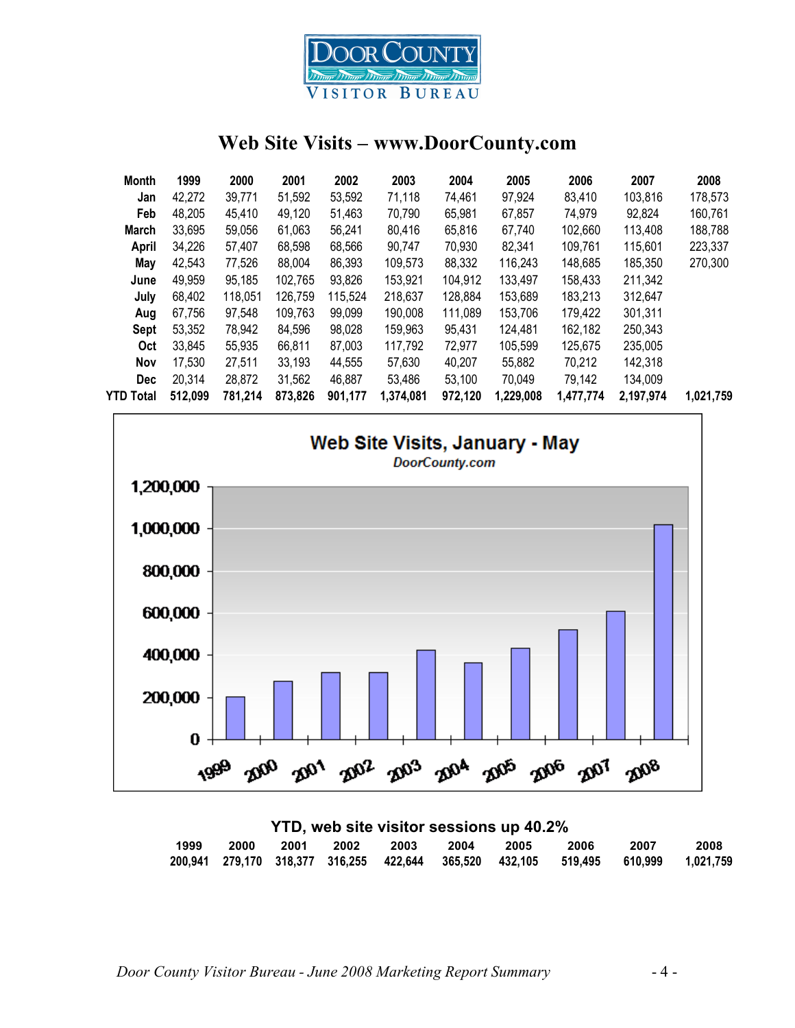# Web Site Visits – www.DoorCounty.com

| Month | 1999 | 2000 | 2001 | 2002 | 2003 | 2004 | 2005 | 2006 | 2007 | 2008 |
|---|---|---|---|---|---|---|---|---|---|---|
| Jan | 42,272 | 39,771 | 51,592 | 53,592 | 71,118 | 74,461 | 97,924 | 83,410 | 103,816 | 178,573 |
| Feb | 48,205 | 45,410 | 49,120 | 51,463 | 70,790 | 65,981 | 67,857 | 74,979 | 92,824 | 160,761 |
| March | 33,695 | 59,056 | 61,063 | 56,241 | 80,416 | 65,816 | 67,740 | 102,660 | 113,408 | 188,788 |
| April | 34,226 | 57,407 | 68,598 | 68,566 | 90,747 | 70,930 | 82,341 | 109,761 | 115,601 | 223,337 |
| May | 42,543 | 77,526 | 88,004 | 86,393 | 109,573 | 88,332 | 116,243 | 148,685 | 185,350 | 270,300 |
| June | 49,959 | 95,185 | 102,765 | 93,826 | 153,921 | 104,912 | 133,497 | 158,433 | 211,342 | |
| July | 68,402 | 118,051 | 126,759 | 115,524 | 218,637 | 128,884 | 153,689 | 183,213 | 312,647 | |
| Aug | 67,756 | 97,548 | 109,763 | 99,099 | 190,008 | 111,089 | 153,706 | 179,422 | 301,311 | |
| Sept | 53,352 | 78,942 | 84,596 | 98,028 | 159,963 | 95,431 | 124,481 | 162,182 | 250,343 | |
| Oct | 33,845 | 55,935 | 66,811 | 87,003 | 117,792 | 72,977 | 105,599 | 125,675 | 235,005 | |
| Nov | 17,530 | 27,511 | 33,193 | 44,555 | 57,630 | 40,207 | 55,882 | 70,212 | 142,318 | |
| Dec | 20,314 | 28,872 | 31,562 | 46,887 | 53,486 | 53,100 | 70,049 | 79,142 | 134,009 | |
| **YTD Total** | **512,099** | **781,214** | **873,826** | **901,177** | **1,374,081** | **972,120** | **1,229,008** | **1,477,774** | **2,197,974** | **1,021,759** |

**Web Site Visits, January - May**

*DoorCounty.com*

### YTD, web site visitor sessions up 40.2%

| 1999 | 2000 | 2001 | 2002 | 2003 | 2004 | 2005 | 2006 | 2007 | 2008 |
|---|---|---|---|---|---|---|---|---|---|
| 200,941 | 279,170 | 318,377 | 316,255 | 422,644 | 365,520 | 432,105 | 519,495 | 610,999 | 1,021,759 |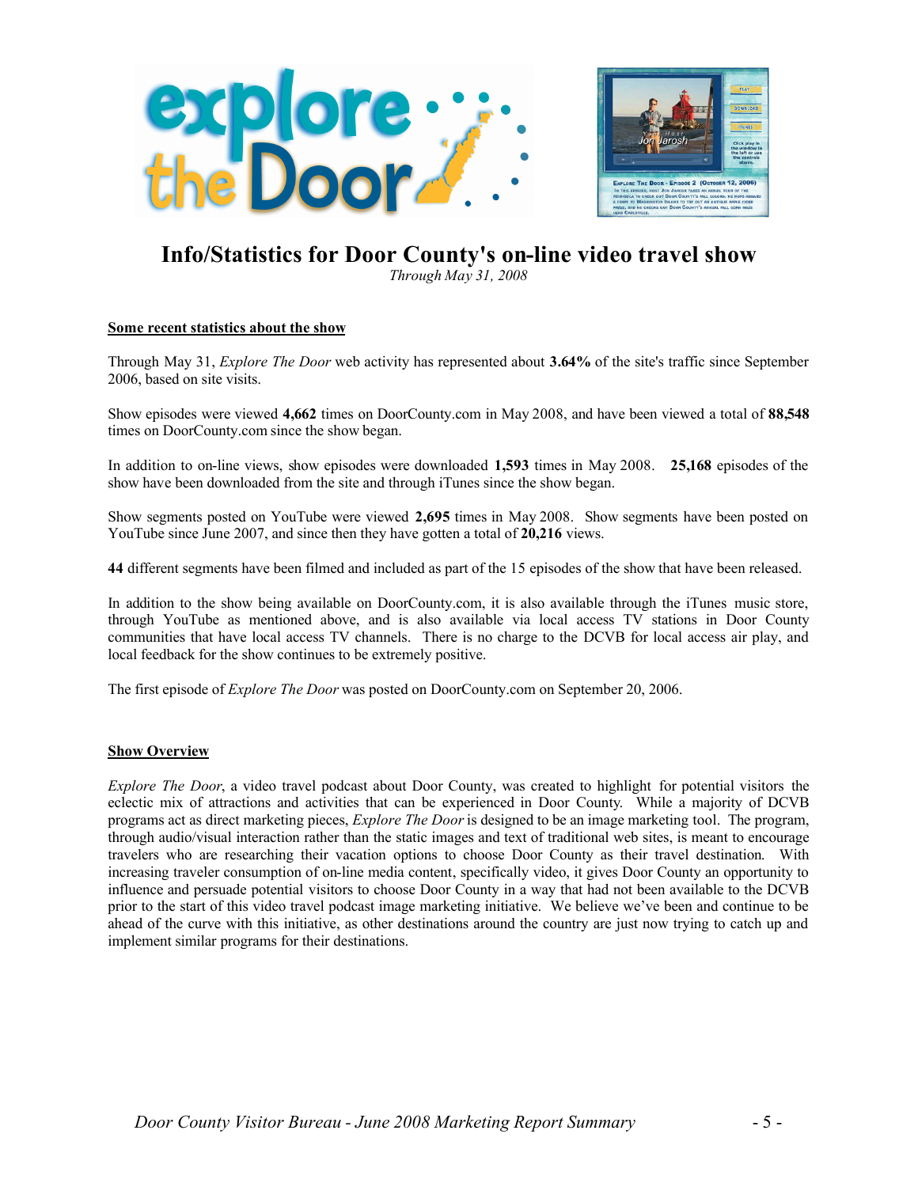# Info/Statistics for Door County's on-line video travel show

*Through May 31, 2008*

## Some recent statistics about the show

Through May 31, *Explore The Door* web activity has represented about **3.64%** of the site's traffic since September 2006, based on site visits.

Show episodes were viewed **4,662** times on DoorCounty.com in May 2008, and have been viewed a total of **88,548** times on DoorCounty.com since the show began.

In addition to on-line views, show episodes were downloaded **1,593** times in May 2008. **25,168** episodes of the show have been downloaded from the site and through iTunes since the show began.

Show segments posted on YouTube were viewed **2,695** times in May 2008. Show segments have been posted on YouTube since June 2007, and since then they have gotten a total of **20,216** views.

**44** different segments have been filmed and included as part of the 15 episodes of the show that have been released.

In addition to the show being available on DoorCounty.com, it is also available through the iTunes music store, through YouTube as mentioned above, and is also available via local access TV stations in Door County communities that have local access TV channels. There is no charge to the DCVB for local access air play, and local feedback for the show continues to be extremely positive.

The first episode of *Explore The Door* was posted on DoorCounty.com on September 20, 2006.

## Show Overview

*Explore The Door*, a video travel podcast about Door County, was created to highlight for potential visitors the eclectic mix of attractions and activities that can be experienced in Door County. While a majority of DCVB programs act as direct marketing pieces, *Explore The Door* is designed to be an image marketing tool. The program, through audio/visual interaction rather than the static images and text of traditional web sites, is meant to encourage travelers who are researching their vacation options to choose Door County as their travel destination. With increasing traveler consumption of on-line media content, specifically video, it gives Door County an opportunity to influence and persuade potential visitors to choose Door County in a way that had not been available to the DCVB prior to the start of this video travel podcast image marketing initiative. We believe we've been and continue to be ahead of the curve with this initiative, as other destinations around the country are just now trying to catch up and implement similar programs for their destinations.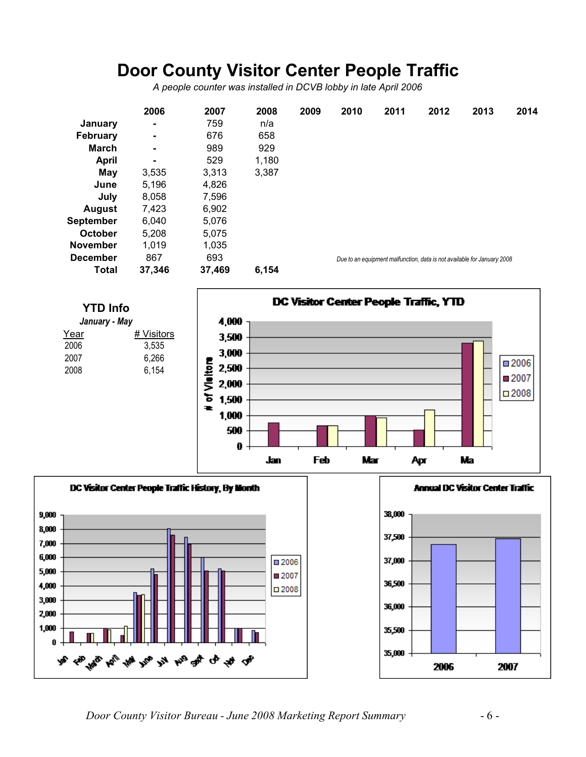# Door County Visitor Center People Traffic

*A people counter was installed in DCVB lobby in late April 2006*

| | 2006 | 2007 | 2008 | 2009 | 2010 | 2011 | 2012 | 2013 | 2014 |
|---|---|---|---|---|---|---|---|---|---|
| **January** | - | 759 | n/a | | | | | | |
| **February** | - | 676 | 658 | | | | | | |
| **March** | - | 989 | 929 | | | | | | |
| **April** | - | 529 | 1,180 | | | | | | |
| **May** | 3,535 | 3,313 | 3,387 | | | | | | |
| **June** | 5,196 | 4,826 | | | | | | | |
| **July** | 8,058 | 7,596 | | | | | | | |
| **August** | 7,423 | 6,902 | | | | | | | |
| **September** | 6,040 | 5,076 | | | | | | | |
| **October** | 5,208 | 5,075 | | | | | | | |
| **November** | 1,019 | 1,035 | | | | | | | |
| **December** | 867 | 693 | | | | | | | |
| **Total** | **37,346** | **37,469** | **6,154** | | | | | | |

*Due to an equipment malfunction, data is not available for January 2008*

## YTD Info

*January - May*

| Year | # Visitors |
|---|---|
| 2006 | 3,535 |
| 2007 | 6,266 |
| 2008 | 6,154 |

**DC Visitor Center People Traffic, YTD**

**DC Visitor Center People Traffic History, By Month**

**Annual DC Visitor Center Traffic**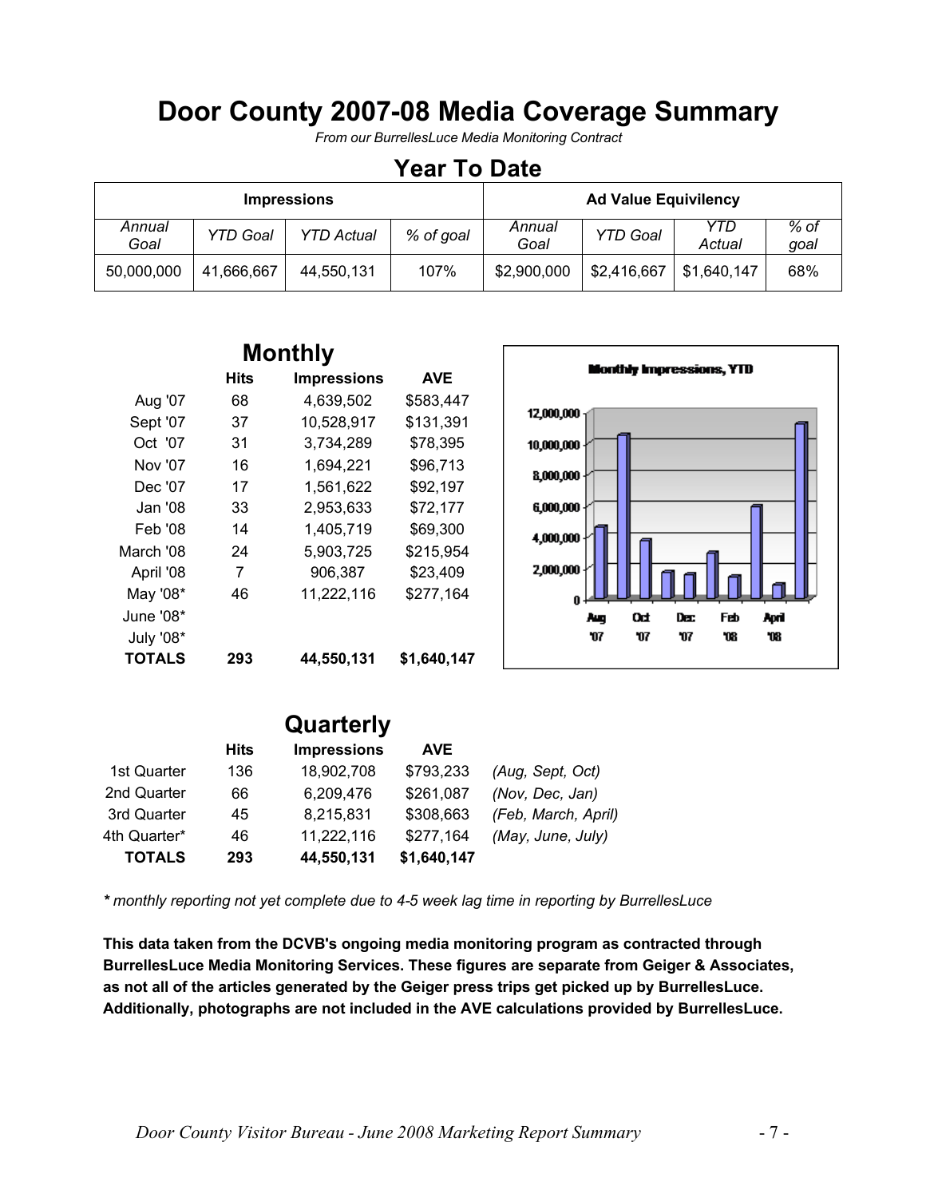# Door County 2007-08 Media Coverage Summary

*From our BurrellesLuce Media Monitoring Contract*

## Year To Date

| Impressions | | | | Ad Value Equivilency | | | |
|---|---|---|---|---|---|---|---|
| *Annual Goal* | *YTD Goal* | *YTD Actual* | *% of goal* | *Annual Goal* | *YTD Goal* | *YTD Actual* | *% of goal* |
| 50,000,000 | 41,666,667 | 44,550,131 | 107% | $2,900,000 | $2,416,667 | $1,640,147 | 68% |

## Monthly

| | Hits | Impressions | AVE |
|---|---|---|---|
| Aug '07 | 68 | 4,639,502 | $583,447 |
| Sept '07 | 37 | 10,528,917 | $131,391 |
| Oct '07 | 31 | 3,734,289 | $78,395 |
| Nov '07 | 16 | 1,694,221 | $96,713 |
| Dec '07 | 17 | 1,561,622 | $92,197 |
| Jan '08 | 33 | 2,953,633 | $72,177 |
| Feb '08 | 14 | 1,405,719 | $69,300 |
| March '08 | 24 | 5,903,725 | $215,954 |
| April '08 | 7 | 906,387 | $23,409 |
| May '08* | 46 | 11,222,116 | $277,164 |
| June '08* | | | |
| July '08* | | | |
| **TOTALS** | **293** | **44,550,131** | **$1,640,147** |

**Monthly Impressions, YTD**

## Quarterly

| | Hits | Impressions | AVE | |
|---|---|---|---|---|
| 1st Quarter | 136 | 18,902,708 | $793,233 | *(Aug, Sept, Oct)* |
| 2nd Quarter | 66 | 6,209,476 | $261,087 | *(Nov, Dec, Jan)* |
| 3rd Quarter | 45 | 8,215,831 | $308,663 | *(Feb, March, April)* |
| 4th Quarter* | 46 | 11,222,116 | $277,164 | *(May, June, July)* |
| **TOTALS** | **293** | **44,550,131** | **$1,640,147** | |

*\* monthly reporting not yet complete due to 4-5 week lag time in reporting by BurrellesLuce*

**This data taken from the DCVB's ongoing media monitoring program as contracted through BurrellesLuce Media Monitoring Services. These figures are separate from Geiger & Associates, as not all of the articles generated by the Geiger press trips get picked up by BurrellesLuce. Additionally, photographs are not included in the AVE calculations provided by BurrellesLuce.**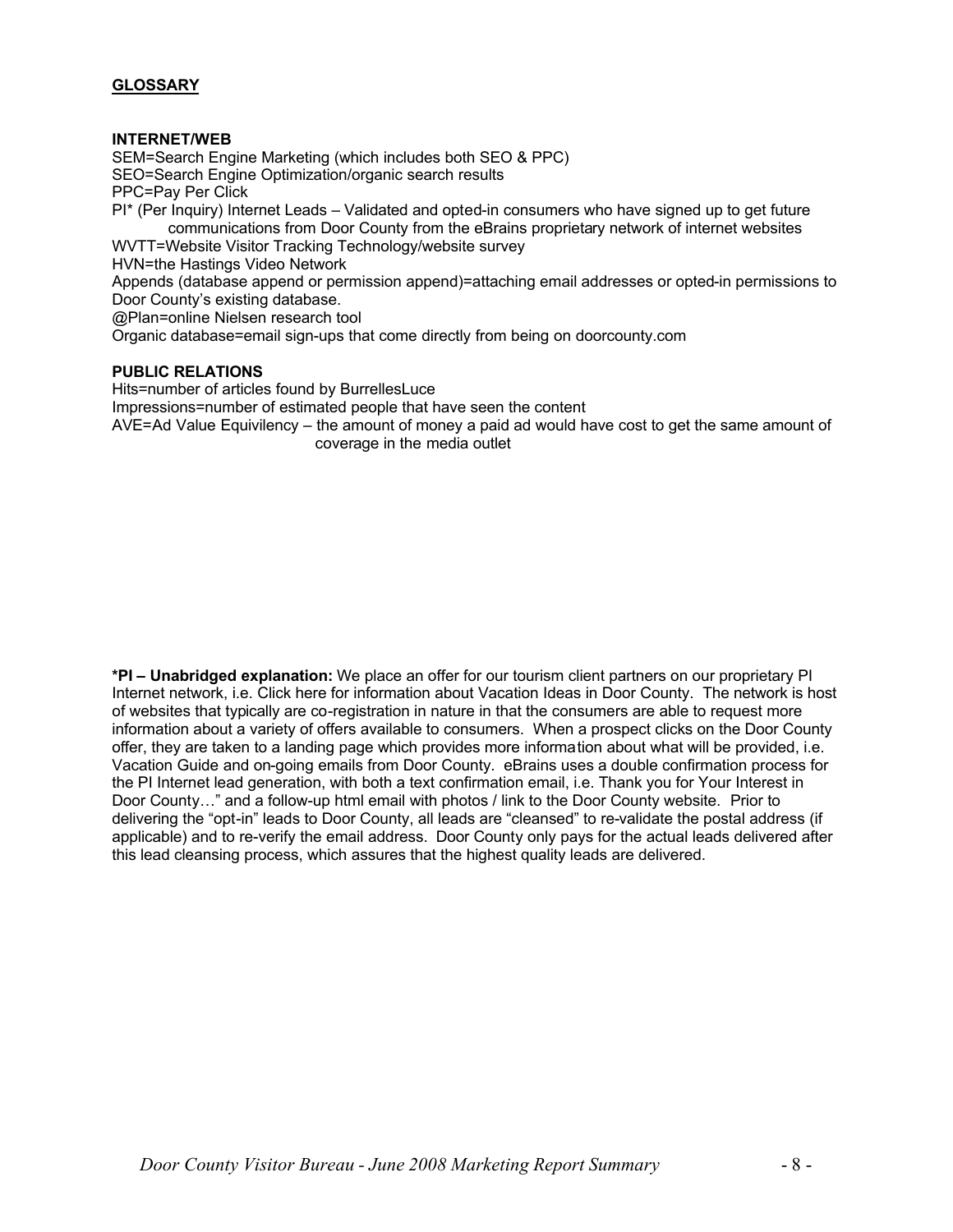## GLOSSARY

### INTERNET/WEB

SEM=Search Engine Marketing (which includes both SEO & PPC)
SEO=Search Engine Optimization/organic search results
PPC=Pay Per Click
PI* (Per Inquiry) Internet Leads – Validated and opted-in consumers who have signed up to get future communications from Door County from the eBrains proprietary network of internet websites
WVTT=Website Visitor Tracking Technology/website survey
HVN=the Hastings Video Network
Appends (database append or permission append)=attaching email addresses or opted-in permissions to Door County's existing database.
@Plan=online Nielsen research tool
Organic database=email sign-ups that come directly from being on doorcounty.com

### PUBLIC RELATIONS

Hits=number of articles found by BurrellesLuce
Impressions=number of estimated people that have seen the content
AVE=Ad Value Equivilency – the amount of money a paid ad would have cost to get the same amount of coverage in the media outlet

**\*PI – Unabridged explanation:** We place an offer for our tourism client partners on our proprietary PI Internet network, i.e. Click here for information about Vacation Ideas in Door County. The network is host of websites that typically are co-registration in nature in that the consumers are able to request more information about a variety of offers available to consumers. When a prospect clicks on the Door County offer, they are taken to a landing page which provides more information about what will be provided, i.e. Vacation Guide and on-going emails from Door County. eBrains uses a double confirmation process for the PI Internet lead generation, with both a text confirmation email, i.e. Thank you for Your Interest in Door County…" and a follow-up html email with photos / link to the Door County website. Prior to delivering the "opt-in" leads to Door County, all leads are "cleansed" to re-validate the postal address (if applicable) and to re-verify the email address. Door County only pays for the actual leads delivered after this lead cleansing process, which assures that the highest quality leads are delivered.